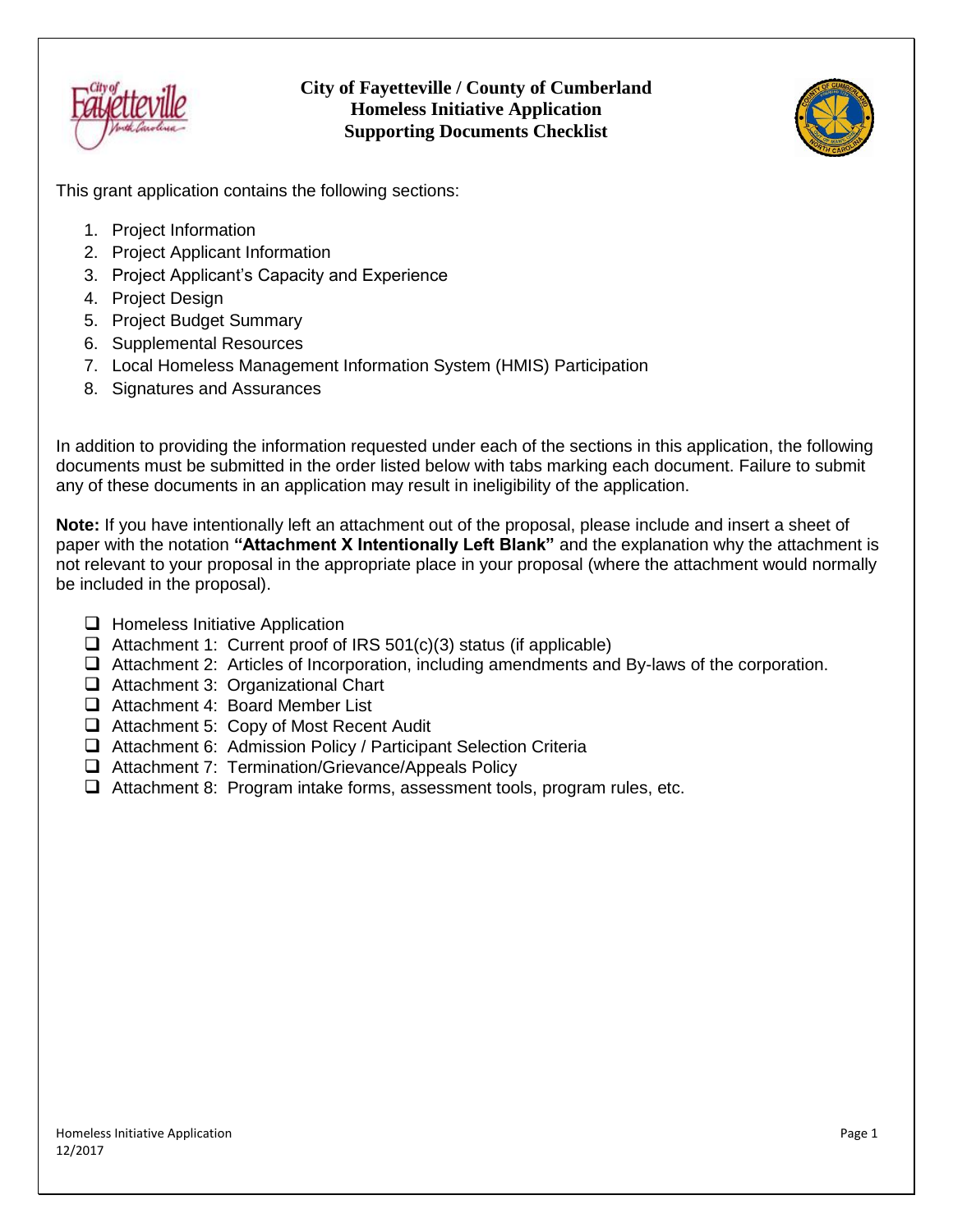# City of Fayetteville / County of Cumberland
## Homeless Initiative Application
## Supporting Documents Checklist

This grant application contains the following sections:

1. Project Information
2. Project Applicant Information
3. Project Applicant's Capacity and Experience
4. Project Design
5. Project Budget Summary
6. Supplemental Resources
7. Local Homeless Management Information System (HMIS) Participation
8. Signatures and Assurances

In addition to providing the information requested under each of the sections in this application, the following documents must be submitted in the order listed below with tabs marking each document. Failure to submit any of these documents in an application may result in ineligibility of the application.

**Note:** If you have intentionally left an attachment out of the proposal, please include and insert a sheet of paper with the notation **"Attachment X Intentionally Left Blank"** and the explanation why the attachment is not relevant to your proposal in the appropriate place in your proposal (where the attachment would normally be included in the proposal).

- [ ] Homeless Initiative Application
- [ ] Attachment 1: Current proof of IRS 501(c)(3) status (if applicable)
- [ ] Attachment 2: Articles of Incorporation, including amendments and By-laws of the corporation.
- [ ] Attachment 3: Organizational Chart
- [ ] Attachment 4: Board Member List
- [ ] Attachment 5: Copy of Most Recent Audit
- [ ] Attachment 6: Admission Policy / Participant Selection Criteria
- [ ] Attachment 7: Termination/Grievance/Appeals Policy
- [ ] Attachment 8: Program intake forms, assessment tools, program rules, etc.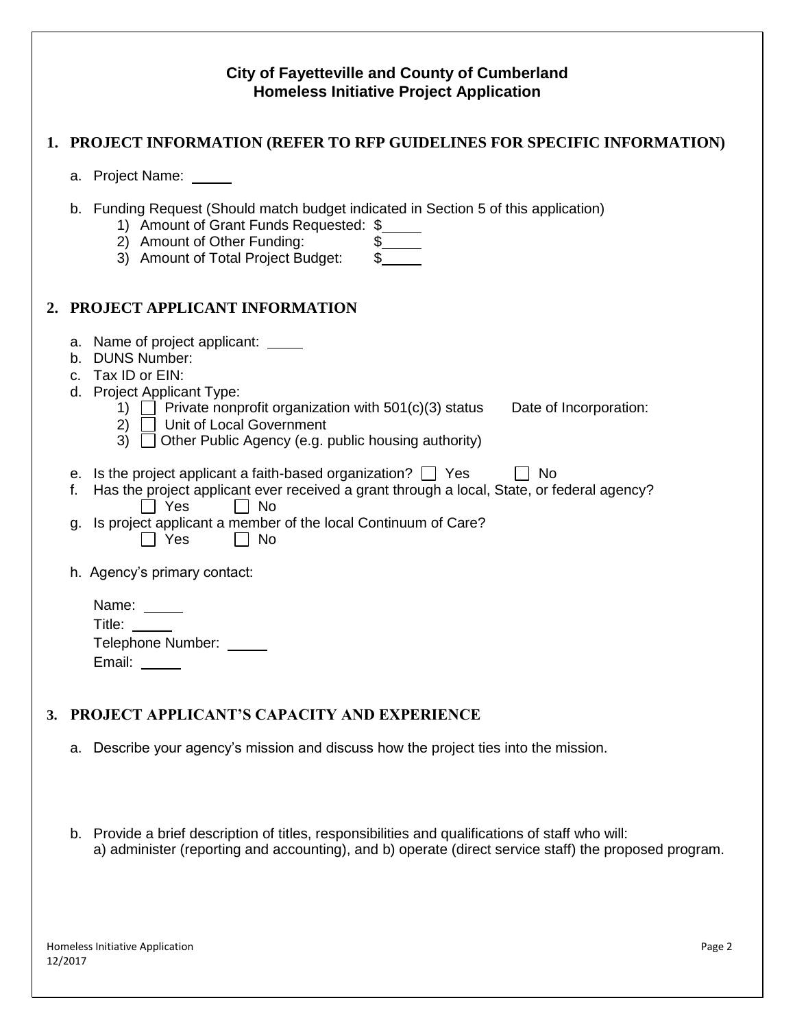# City of Fayetteville and County of Cumberland
# Homeless Initiative Project Application

## 1. PROJECT INFORMATION (REFER TO RFP GUIDELINES FOR SPECIFIC INFORMATION)

a. Project Name: _____

b. Funding Request (Should match budget indicated in Section 5 of this application)
   1) Amount of Grant Funds Requested: $_____
   2) Amount of Other Funding: $_____
   3) Amount of Total Project Budget: $_____

## 2. PROJECT APPLICANT INFORMATION

a. Name of project applicant: _____
b. DUNS Number:
c. Tax ID or EIN:
d. Project Applicant Type:
   1) ☐ Private nonprofit organization with 501(c)(3) status     Date of Incorporation:
   2) ☐ Unit of Local Government
   3) ☐ Other Public Agency (e.g. public housing authority)

e. Is the project applicant a faith-based organization? ☐ Yes ☐ No
f. Has the project applicant ever received a grant through a local, State, or federal agency?
   ☐ Yes ☐ No
g. Is project applicant a member of the local Continuum of Care?
   ☐ Yes ☐ No

h. Agency's primary contact:

   Name: _____
   Title: _____
   Telephone Number: _____
   Email: _____

## 3. PROJECT APPLICANT'S CAPACITY AND EXPERIENCE

a. Describe your agency's mission and discuss how the project ties into the mission.

b. Provide a brief description of titles, responsibilities and qualifications of staff who will: a) administer (reporting and accounting), and b) operate (direct service staff) the proposed program.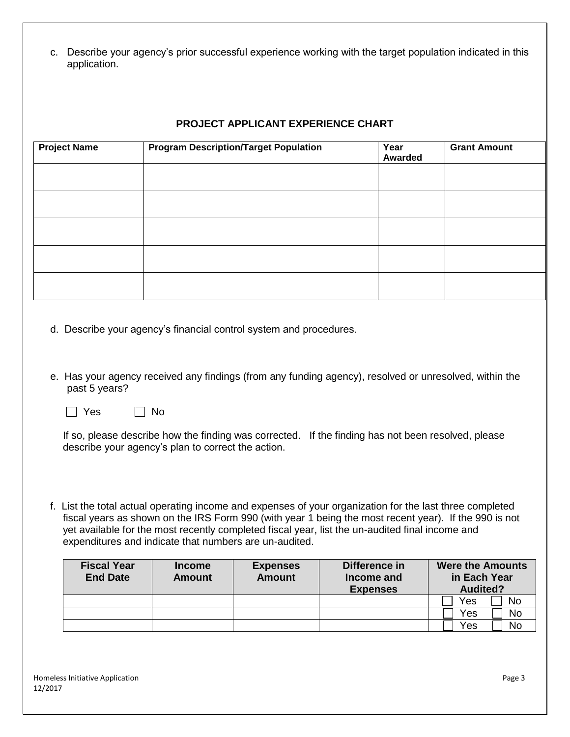c. Describe your agency's prior successful experience working with the target population indicated in this application.

**PROJECT APPLICANT EXPERIENCE CHART**

| Project Name | Program Description/Target Population | Year Awarded | Grant Amount |
|---|---|---|---|
| | | | |
| | | | |
| | | | |
| | | | |
| | | | |

d. Describe your agency's financial control system and procedures.

e. Has your agency received any findings (from any funding agency), resolved or unresolved, within the past 5 years?

☐ Yes ☐ No

If so, please describe how the finding was corrected. If the finding has not been resolved, please describe your agency's plan to correct the action.

f. List the total actual operating income and expenses of your organization for the last three completed fiscal years as shown on the IRS Form 990 (with year 1 being the most recent year). If the 990 is not yet available for the most recently completed fiscal year, list the un-audited final income and expenditures and indicate that numbers are un-audited.

| Fiscal Year End Date | Income Amount | Expenses Amount | Difference in Income and Expenses | Were the Amounts in Each Year Audited? |
|---|---|---|---|---|
| | | | | ☐ Yes ☐ No |
| | | | | ☐ Yes ☐ No |
| | | | | ☐ Yes ☐ No |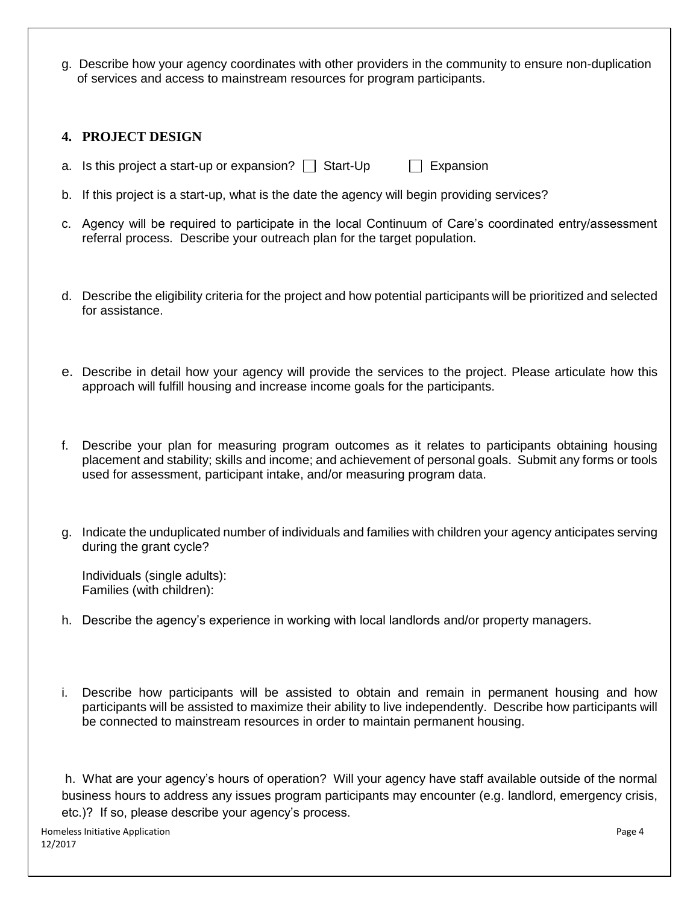g. Describe how your agency coordinates with other providers in the community to ensure non-duplication of services and access to mainstream resources for program participants.

## 4. PROJECT DESIGN

a. Is this project a start-up or expansion? ☐ Start-Up ☐ Expansion

b. If this project is a start-up, what is the date the agency will begin providing services?

c. Agency will be required to participate in the local Continuum of Care's coordinated entry/assessment referral process. Describe your outreach plan for the target population.

d. Describe the eligibility criteria for the project and how potential participants will be prioritized and selected for assistance.

e. Describe in detail how your agency will provide the services to the project. Please articulate how this approach will fulfill housing and increase income goals for the participants.

f. Describe your plan for measuring program outcomes as it relates to participants obtaining housing placement and stability; skills and income; and achievement of personal goals. Submit any forms or tools used for assessment, participant intake, and/or measuring program data.

g. Indicate the unduplicated number of individuals and families with children your agency anticipates serving during the grant cycle?

Individuals (single adults):
Families (with children):

h. Describe the agency's experience in working with local landlords and/or property managers.

i. Describe how participants will be assisted to obtain and remain in permanent housing and how participants will be assisted to maximize their ability to live independently. Describe how participants will be connected to mainstream resources in order to maintain permanent housing.

h. What are your agency's hours of operation? Will your agency have staff available outside of the normal business hours to address any issues program participants may encounter (e.g. landlord, emergency crisis, etc.)? If so, please describe your agency's process.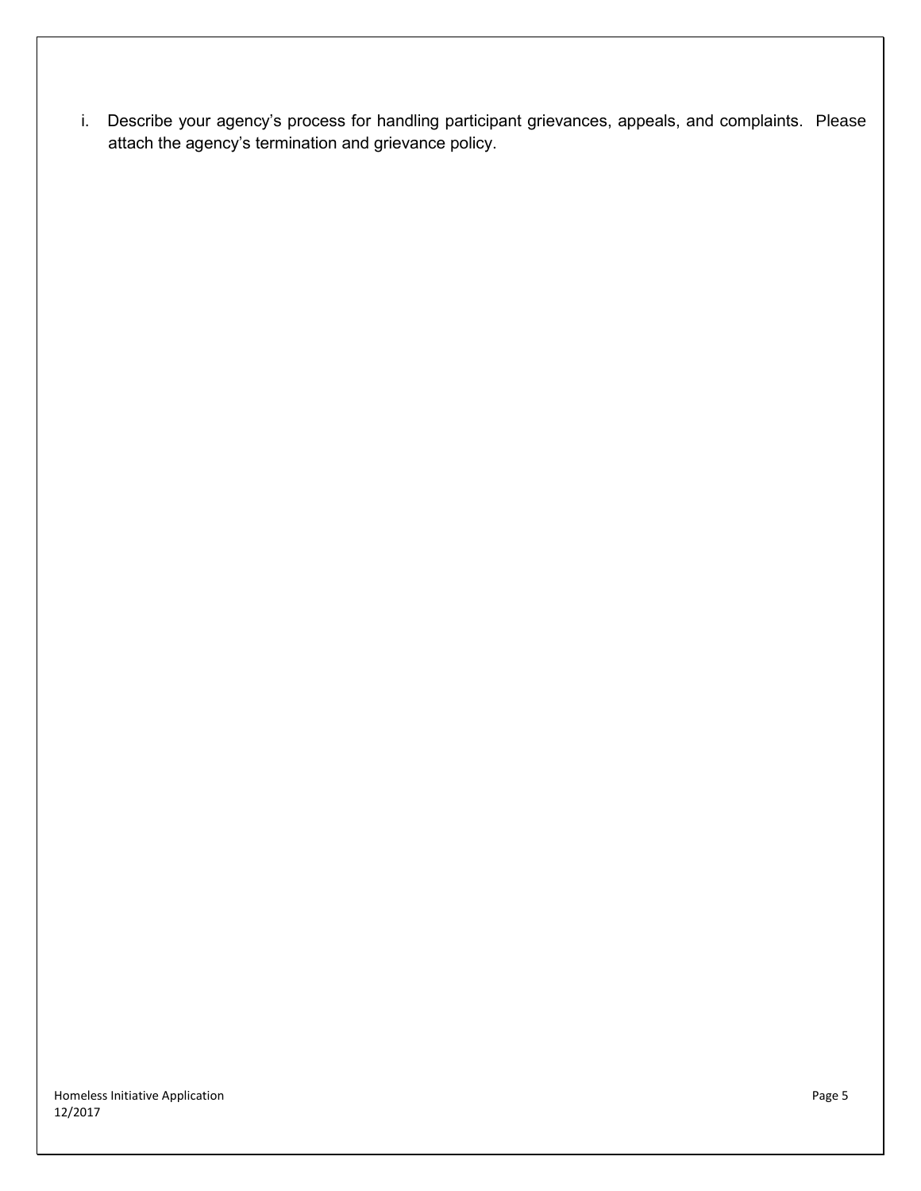i. Describe your agency's process for handling participant grievances, appeals, and complaints. Please attach the agency's termination and grievance policy.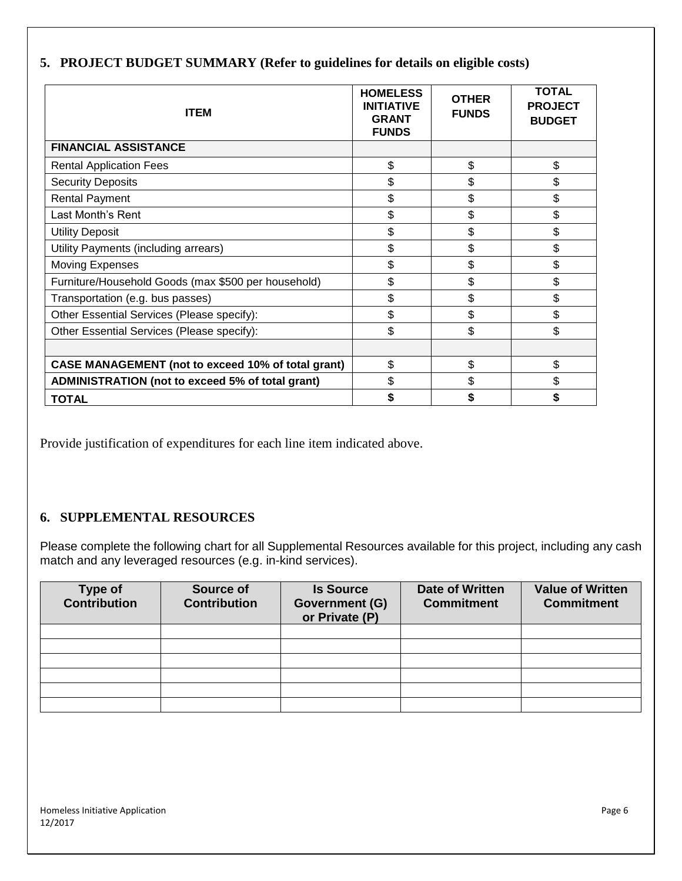## 5. PROJECT BUDGET SUMMARY (Refer to guidelines for details on eligible costs)

| ITEM | HOMELESS INITIATIVE GRANT FUNDS | OTHER FUNDS | TOTAL PROJECT BUDGET |
|---|---|---|---|
| **FINANCIAL ASSISTANCE** | | | |
| Rental Application Fees | $ | $ | $ |
| Security Deposits | $ | $ | $ |
| Rental Payment | $ | $ | $ |
| Last Month's Rent | $ | $ | $ |
| Utility Deposit | $ | $ | $ |
| Utility Payments (including arrears) | $ | $ | $ |
| Moving Expenses | $ | $ | $ |
| Furniture/Household Goods (max $500 per household) | $ | $ | $ |
| Transportation (e.g. bus passes) | $ | $ | $ |
| Other Essential Services (Please specify): | $ | $ | $ |
| Other Essential Services (Please specify): | $ | $ | $ |
| | | | |
| **CASE MANAGEMENT (not to exceed 10% of total grant)** | $ | $ | $ |
| **ADMINISTRATION (not to exceed 5% of total grant)** | $ | $ | $ |
| **TOTAL** | **$** | **$** | **$** |

Provide justification of expenditures for each line item indicated above.

## 6. SUPPLEMENTAL RESOURCES

Please complete the following chart for all Supplemental Resources available for this project, including any cash match and any leveraged resources (e.g. in-kind services).

| Type of Contribution | Source of Contribution | Is Source Government (G) or Private (P) | Date of Written Commitment | Value of Written Commitment |
|---|---|---|---|---|
| | | | | |
| | | | | |
| | | | | |
| | | | | |
| | | | | |
| | | | | |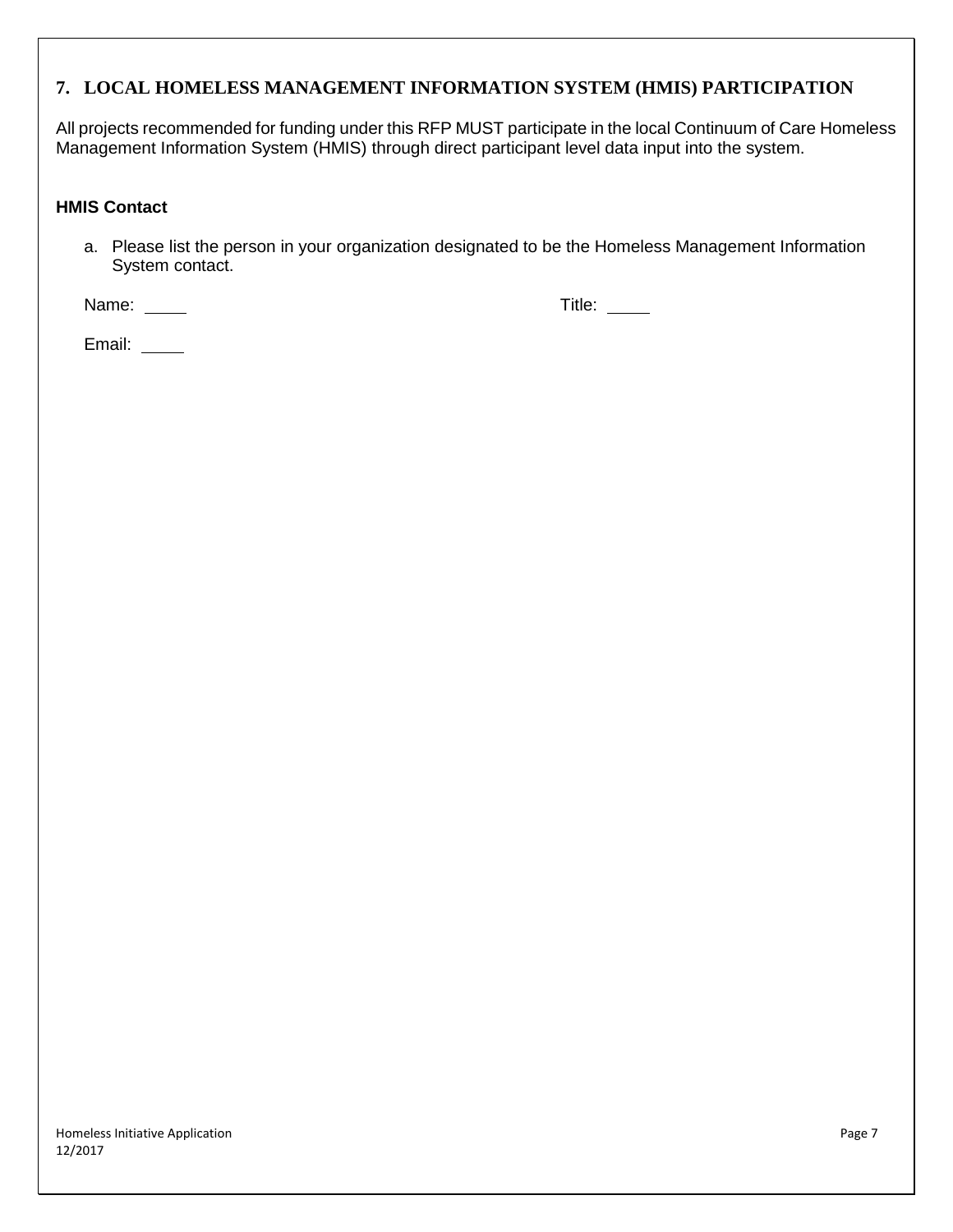## 7. LOCAL HOMELESS MANAGEMENT INFORMATION SYSTEM (HMIS) PARTICIPATION

All projects recommended for funding under this RFP MUST participate in the local Continuum of Care Homeless Management Information System (HMIS) through direct participant level data input into the system.

**HMIS Contact**

a. Please list the person in your organization designated to be the Homeless Management Information System contact.

Name: \_\_\_\_\_ Title: \_\_\_\_\_

Email: \_\_\_\_\_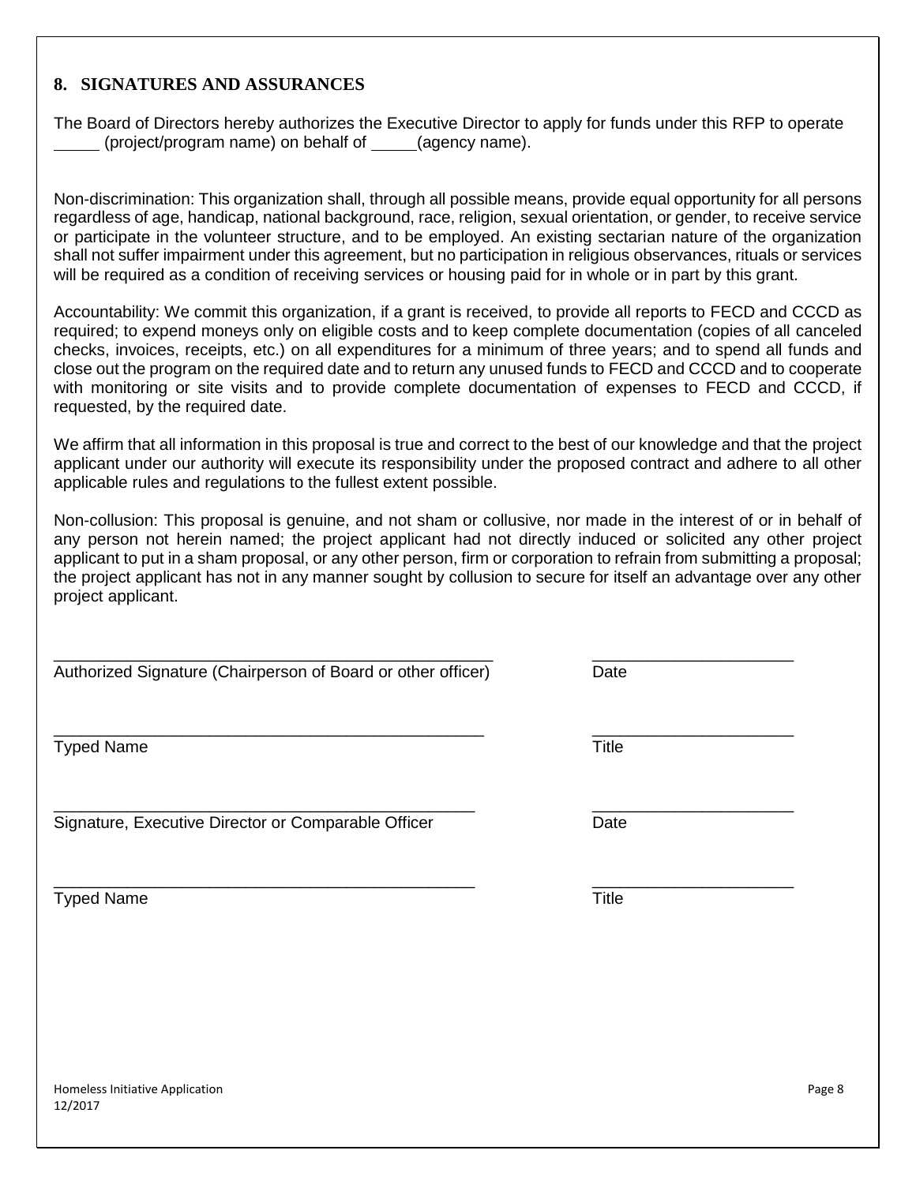## 8. SIGNATURES AND ASSURANCES

The Board of Directors hereby authorizes the Executive Director to apply for funds under this RFP to operate _____ (project/program name) on behalf of _____(agency name).

Non-discrimination: This organization shall, through all possible means, provide equal opportunity for all persons regardless of age, handicap, national background, race, religion, sexual orientation, or gender, to receive service or participate in the volunteer structure, and to be employed. An existing sectarian nature of the organization shall not suffer impairment under this agreement, but no participation in religious observances, rituals or services will be required as a condition of receiving services or housing paid for in whole or in part by this grant.

Accountability: We commit this organization, if a grant is received, to provide all reports to FECD and CCCD as required; to expend moneys only on eligible costs and to keep complete documentation (copies of all canceled checks, invoices, receipts, etc.) on all expenditures for a minimum of three years; and to spend all funds and close out the program on the required date and to return any unused funds to FECD and CCCD and to cooperate with monitoring or site visits and to provide complete documentation of expenses to FECD and CCCD, if requested, by the required date.

We affirm that all information in this proposal is true and correct to the best of our knowledge and that the project applicant under our authority will execute its responsibility under the proposed contract and adhere to all other applicable rules and regulations to the fullest extent possible.

Non-collusion: This proposal is genuine, and not sham or collusive, nor made in the interest of or in behalf of any person not herein named; the project applicant had not directly induced or solicited any other project applicant to put in a sham proposal, or any other person, firm or corporation to refrain from submitting a proposal; the project applicant has not in any manner sought by collusion to secure for itself an advantage over any other project applicant.

_______________________________________________ _____________________
Authorized Signature (Chairperson of Board or other officer) Date

_______________________________________________ _____________________
Typed Name Title

_______________________________________________ _____________________
Signature, Executive Director or Comparable Officer Date

_______________________________________________ _____________________
Typed Name Title

Homeless Initiative Application
12/2017